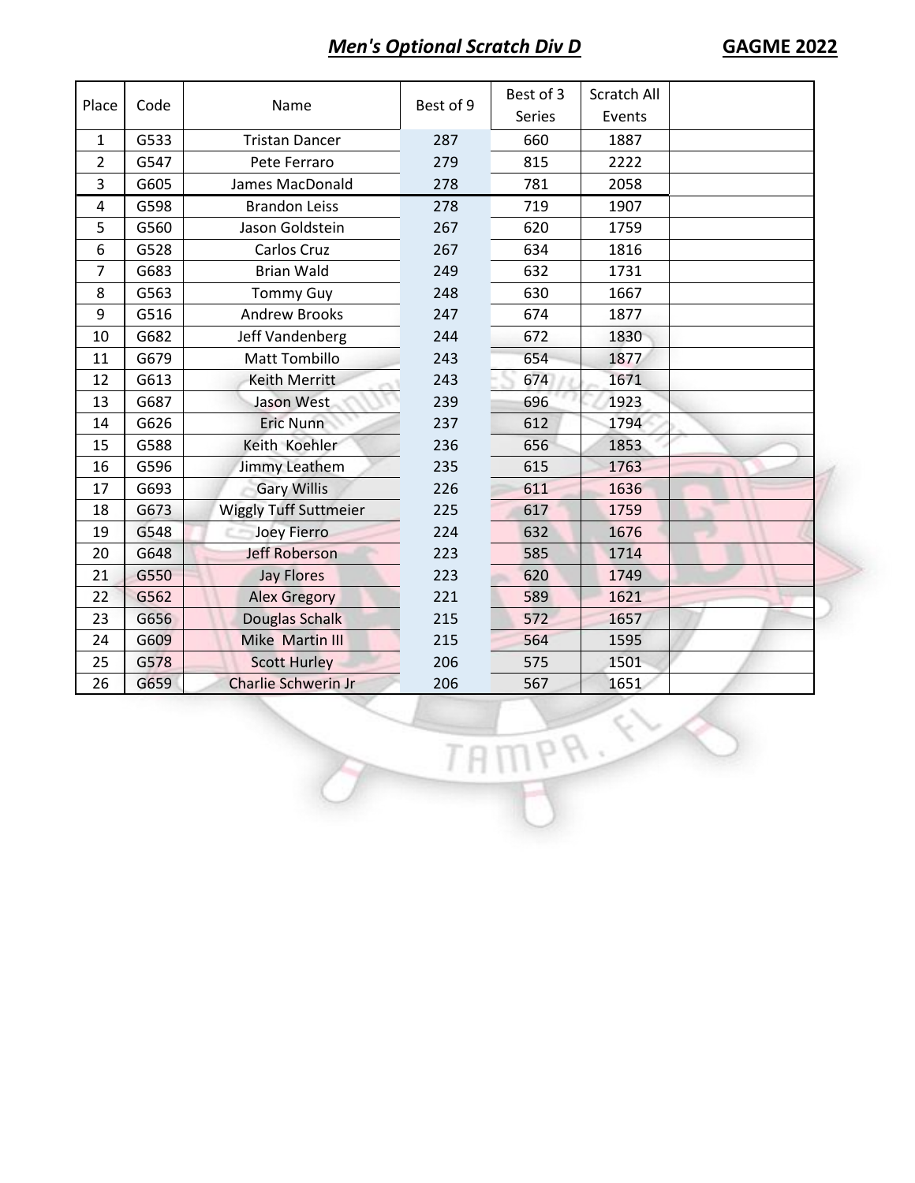## *Men's Optional Scratch Div D* **GAGME 2022**

| Place | Code | Name | Best of 9 | Best of 3 Series | Scratch All Events | |
|---|---|---|---|---|---|---|
| 1 | G533 | Tristan Dancer | 287 | 660 | 1887 | |
| 2 | G547 | Pete Ferraro | 279 | 815 | 2222 | |
| 3 | G605 | James MacDonald | 278 | 781 | 2058 | |
| 4 | G598 | Brandon Leiss | 278 | 719 | 1907 | |
| 5 | G560 | Jason Goldstein | 267 | 620 | 1759 | |
| 6 | G528 | Carlos Cruz | 267 | 634 | 1816 | |
| 7 | G683 | Brian Wald | 249 | 632 | 1731 | |
| 8 | G563 | Tommy Guy | 248 | 630 | 1667 | |
| 9 | G516 | Andrew Brooks | 247 | 674 | 1877 | |
| 10 | G682 | Jeff Vandenberg | 244 | 672 | 1830 | |
| 11 | G679 | Matt Tombillo | 243 | 654 | 1877 | |
| 12 | G613 | Keith Merritt | 243 | 674 | 1671 | |
| 13 | G687 | Jason West | 239 | 696 | 1923 | |
| 14 | G626 | Eric Nunn | 237 | 612 | 1794 | |
| 15 | G588 | Keith Koehler | 236 | 656 | 1853 | |
| 16 | G596 | Jimmy Leathem | 235 | 615 | 1763 | |
| 17 | G693 | Gary Willis | 226 | 611 | 1636 | |
| 18 | G673 | Wiggly Tuff Suttmeier | 225 | 617 | 1759 | |
| 19 | G548 | Joey Fierro | 224 | 632 | 1676 | |
| 20 | G648 | Jeff Roberson | 223 | 585 | 1714 | |
| 21 | G550 | Jay Flores | 223 | 620 | 1749 | |
| 22 | G562 | Alex Gregory | 221 | 589 | 1621 | |
| 23 | G656 | Douglas Schalk | 215 | 572 | 1657 | |
| 24 | G609 | Mike Martin III | 215 | 564 | 1595 | |
| 25 | G578 | Scott Hurley | 206 | 575 | 1501 | |
| 26 | G659 | Charlie Schwerin Jr | 206 | 567 | 1651 | |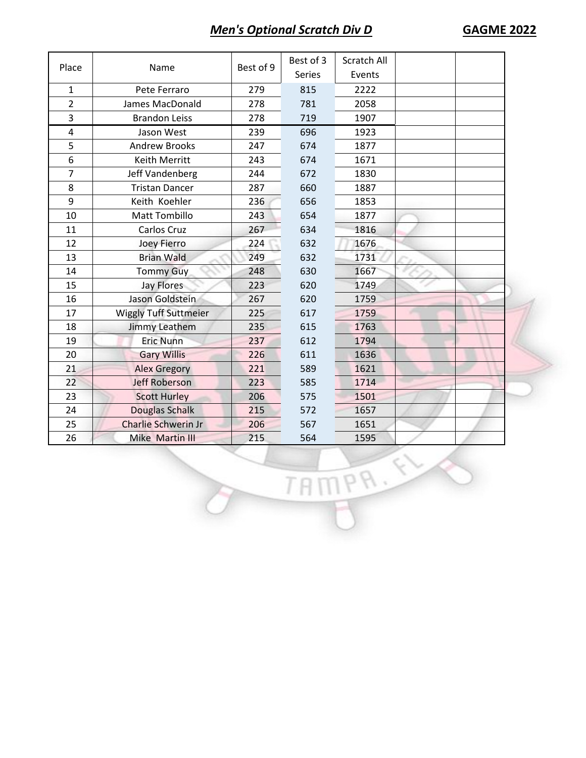## *Men's Optional Scratch Div D*

**GAGME 2022**

| Place | Name | Best of 9 | Best of 3 Series | Scratch All Events | | |
|---|---|---|---|---|---|---|
| 1 | Pete Ferraro | 279 | 815 | 2222 | | |
| 2 | James MacDonald | 278 | 781 | 2058 | | |
| 3 | Brandon Leiss | 278 | 719 | 1907 | | |
| 4 | Jason West | 239 | 696 | 1923 | | |
| 5 | Andrew Brooks | 247 | 674 | 1877 | | |
| 6 | Keith Merritt | 243 | 674 | 1671 | | |
| 7 | Jeff Vandenberg | 244 | 672 | 1830 | | |
| 8 | Tristan Dancer | 287 | 660 | 1887 | | |
| 9 | Keith Koehler | 236 | 656 | 1853 | | |
| 10 | Matt Tombillo | 243 | 654 | 1877 | | |
| 11 | Carlos Cruz | 267 | 634 | 1816 | | |
| 12 | Joey Fierro | 224 | 632 | 1676 | | |
| 13 | Brian Wald | 249 | 632 | 1731 | | |
| 14 | Tommy Guy | 248 | 630 | 1667 | | |
| 15 | Jay Flores | 223 | 620 | 1749 | | |
| 16 | Jason Goldstein | 267 | 620 | 1759 | | |
| 17 | Wiggly Tuff Suttmeier | 225 | 617 | 1759 | | |
| 18 | Jimmy Leathem | 235 | 615 | 1763 | | |
| 19 | Eric Nunn | 237 | 612 | 1794 | | |
| 20 | Gary Willis | 226 | 611 | 1636 | | |
| 21 | Alex Gregory | 221 | 589 | 1621 | | |
| 22 | Jeff Roberson | 223 | 585 | 1714 | | |
| 23 | Scott Hurley | 206 | 575 | 1501 | | |
| 24 | Douglas Schalk | 215 | 572 | 1657 | | |
| 25 | Charlie Schwerin Jr | 206 | 567 | 1651 | | |
| 26 | Mike Martin III | 215 | 564 | 1595 | | |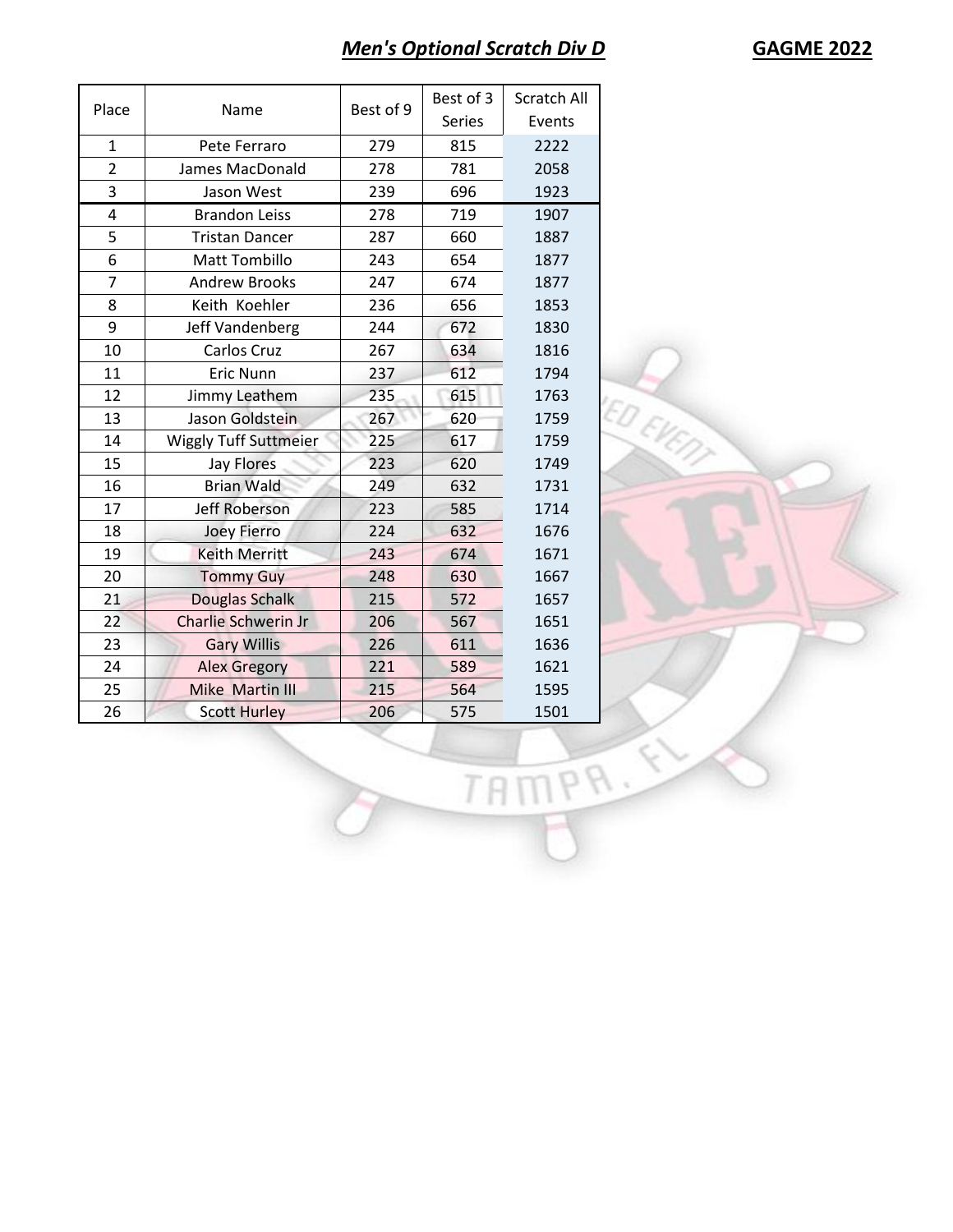## *Men's Optional Scratch Div D*

**GAGME 2022**

| Place | Name | Best of 9 | Best of 3 Series | Scratch All Events |
|---|---|---|---|---|
| 1 | Pete Ferraro | 279 | 815 | 2222 |
| 2 | James MacDonald | 278 | 781 | 2058 |
| 3 | Jason West | 239 | 696 | 1923 |
| 4 | Brandon Leiss | 278 | 719 | 1907 |
| 5 | Tristan Dancer | 287 | 660 | 1887 |
| 6 | Matt Tombillo | 243 | 654 | 1877 |
| 7 | Andrew Brooks | 247 | 674 | 1877 |
| 8 | Keith Koehler | 236 | 656 | 1853 |
| 9 | Jeff Vandenberg | 244 | 672 | 1830 |
| 10 | Carlos Cruz | 267 | 634 | 1816 |
| 11 | Eric Nunn | 237 | 612 | 1794 |
| 12 | Jimmy Leathem | 235 | 615 | 1763 |
| 13 | Jason Goldstein | 267 | 620 | 1759 |
| 14 | Wiggly Tuff Suttmeier | 225 | 617 | 1759 |
| 15 | Jay Flores | 223 | 620 | 1749 |
| 16 | Brian Wald | 249 | 632 | 1731 |
| 17 | Jeff Roberson | 223 | 585 | 1714 |
| 18 | Joey Fierro | 224 | 632 | 1676 |
| 19 | Keith Merritt | 243 | 674 | 1671 |
| 20 | Tommy Guy | 248 | 630 | 1667 |
| 21 | Douglas Schalk | 215 | 572 | 1657 |
| 22 | Charlie Schwerin Jr | 206 | 567 | 1651 |
| 23 | Gary Willis | 226 | 611 | 1636 |
| 24 | Alex Gregory | 221 | 589 | 1621 |
| 25 | Mike Martin III | 215 | 564 | 1595 |
| 26 | Scott Hurley | 206 | 575 | 1501 |